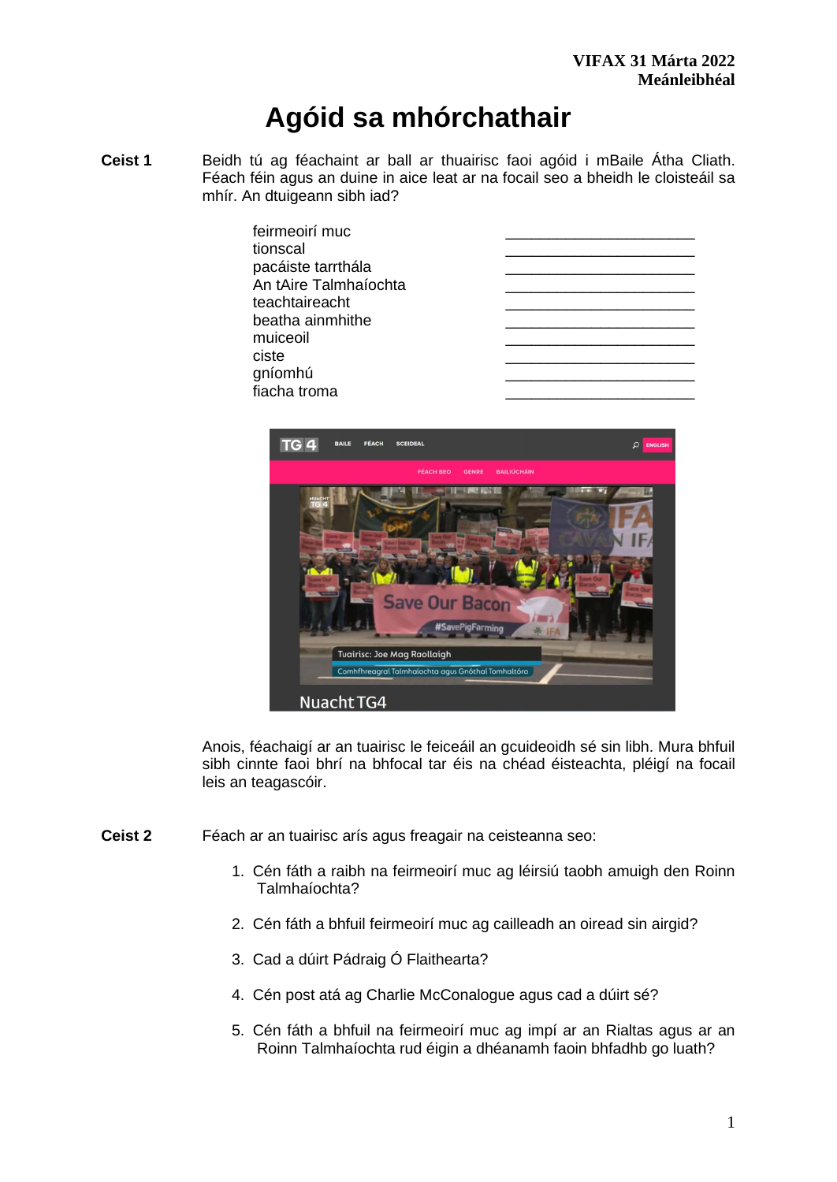**VIFAX 31 Márta 2022**
**Meánleibhéal**

# Agóid sa mhórchathair

**Ceist 1** Beidh tú ag féachaint ar ball ar thuairisc faoi agóid i mBaile Átha Cliath. Féach féin agus an duine in aice leat ar na focail seo a bheidh le cloisteáil sa mhír. An dtuigeann sibh iad?

| | |
|---|---|
| feirmeoirí muc | ______________________ |
| tionscal | ______________________ |
| pacáiste tarrthála | ______________________ |
| An tAire Talmhaíochta | ______________________ |
| teachtaireacht | ______________________ |
| beatha ainmhithe | ______________________ |
| muiceoil | ______________________ |
| ciste | ______________________ |
| gníomhú | ______________________ |
| fiacha troma | ______________________ |

Anois, féachaigí ar an tuairisc le feiceáil an gcuideoidh sé sin libh. Mura bhfuil sibh cinnte faoi bhrí na bhfocal tar éis na chéad éisteachta, pléigí na focail leis an teagascóir.

**Ceist 2** Féach ar an tuairisc arís agus freagair na ceisteanna seo:

1. Cén fáth a raibh na feirmeoirí muc ag léirsiú taobh amuigh den Roinn Talmhaíochta?
2. Cén fáth a bhfuil feirmeoirí muc ag cailleadh an oiread sin airgid?
3. Cad a dúirt Pádraig Ó Flaithearta?
4. Cén post atá ag Charlie McConalogue agus cad a dúirt sé?
5. Cén fáth a bhfuil na feirmeoirí muc ag impí ar an Rialtas agus ar an Roinn Talmhaíochta rud éigin a dhéanamh faoin bhfadhb go luath?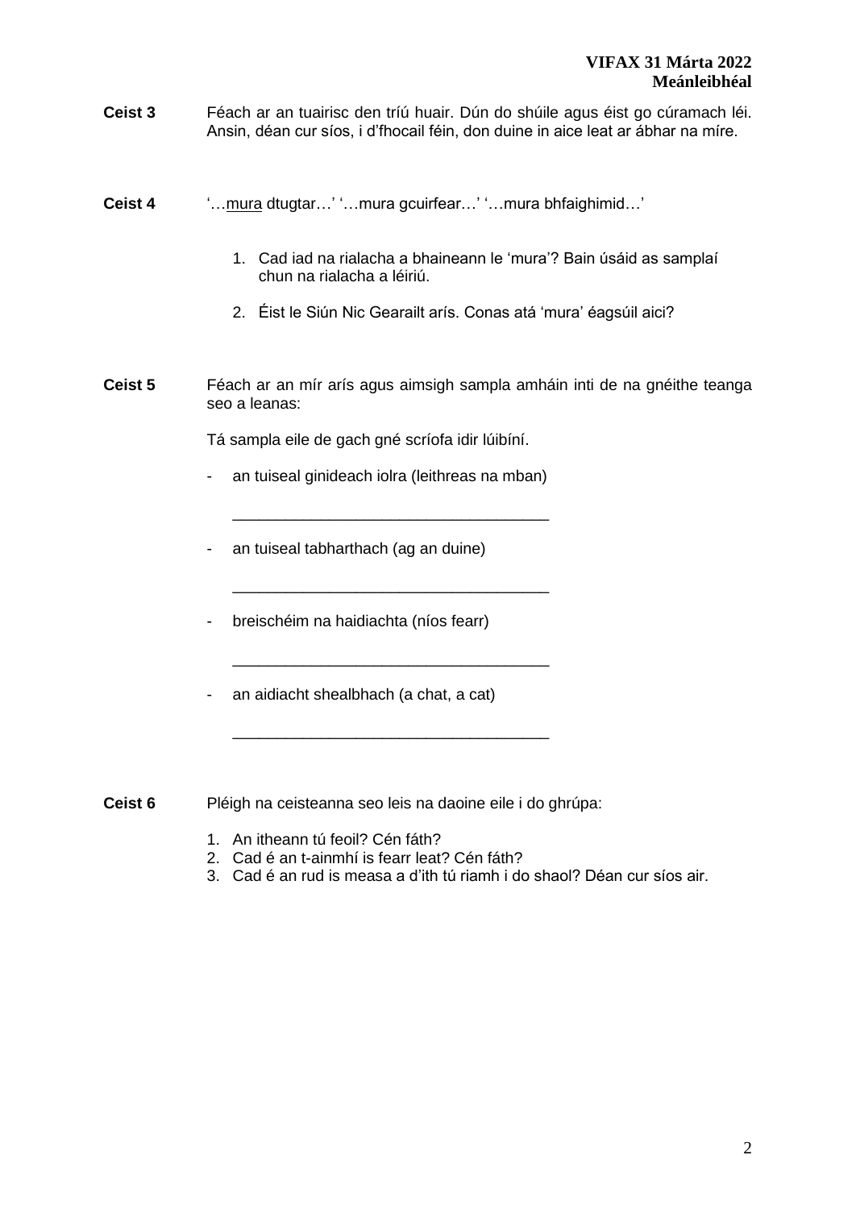**Ceist 3** Féach ar an tuairisc den tríú huair. Dún do shúile agus éist go cúramach léi. Ansin, déan cur síos, i d'fhocail féin, don duine in aice leat ar ábhar na míre.

**Ceist 4** '…<u>mura</u> dtugtar…' '…mura gcuirfear…' '…mura bhfaighimid…'

1. Cad iad na rialacha a bhaineann le 'mura'? Bain úsáid as samplaí chun na rialacha a léiriú.
2. Éist le Siún Nic Gearailt arís. Conas atá 'mura' éagsúil aici?

**Ceist 5** Féach ar an mír arís agus aimsigh sampla amháin inti de na gnéithe teanga seo a leanas:

Tá sampla eile de gach gné scríofa idir lúibíní.

- an tuiseal ginideach iolra (leithreas na mban)

  ___________________________________

- an tuiseal tabharthach (ag an duine)

  ___________________________________

- breischéim na haidiachta (níos fearr)

  ___________________________________

- an aidiacht shealbhach (a chat, a cat)

  ___________________________________

**Ceist 6** Pléigh na ceisteanna seo leis na daoine eile i do ghrúpa:

1. An itheann tú feoil? Cén fáth?
2. Cad é an t-ainmhí is fearr leat? Cén fáth?
3. Cad é an rud is measa a d'ith tú riamh i do shaol? Déan cur síos air.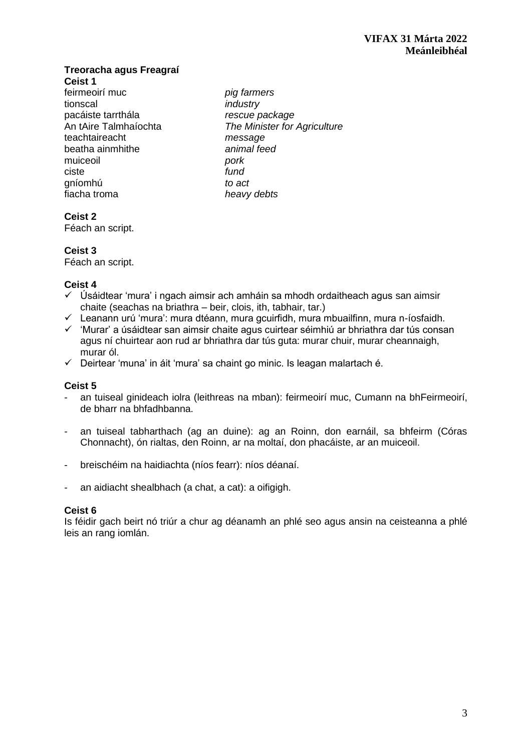**VIFAX 31 Márta 2022**
**Meánleibhéal**

### Treoracha agus Freagraí

**Ceist 1**

| | |
|---|---|
| feirmeoirí muc | *pig farmers* |
| tionscal | *industry* |
| pacáiste tarrthála | *rescue package* |
| An tAire Talmhaíochta | *The Minister for Agriculture* |
| teachtaireacht | *message* |
| beatha ainmhithe | *animal feed* |
| muiceoil | *pork* |
| ciste | *fund* |
| gníomhú | *to act* |
| fiacha troma | *heavy debts* |

**Ceist 2**

Féach an script.

**Ceist 3**

Féach an script.

**Ceist 4**

- ✓ Úsáidtear 'mura' i ngach aimsir ach amháin sa mhodh ordaitheach agus san aimsir chaite (seachas na briathra – beir, clois, ith, tabhair, tar.)
- ✓ Leanann urú 'mura': mura dtéann, mura gcuirfidh, mura mbuailfinn, mura n-íosfaidh.
- ✓ 'Murar' a úsáidtear san aimsir chaite agus cuirtear séimhiú ar bhriathra dar tús consan agus ní chuirtear aon rud ar bhriathra dar tús guta: murar chuir, murar cheannaigh, murar ól.
- ✓ Deirtear 'muna' in áit 'mura' sa chaint go minic. Is leagan malartach é.

**Ceist 5**

- an tuiseal ginideach iolra (leithreas na mban): feirmeoirí muc, Cumann na bhFeirmeoirí, de bharr na bhfadhbanna.

- an tuiseal tabharthach (ag an duine): ag an Roinn, don earnáil, sa bhfeirm (Córas Chonnacht), ón rialtas, den Roinn, ar na moltaí, don phacáiste, ar an muiceoil.

- breischéim na haidiachta (níos fearr): níos déanaí.

- an aidiacht shealbhach (a chat, a cat): a oifigigh.

**Ceist 6**

Is féidir gach beirt nó triúr a chur ag déanamh an phlé seo agus ansin na ceisteanna a phlé leis an rang iomlán.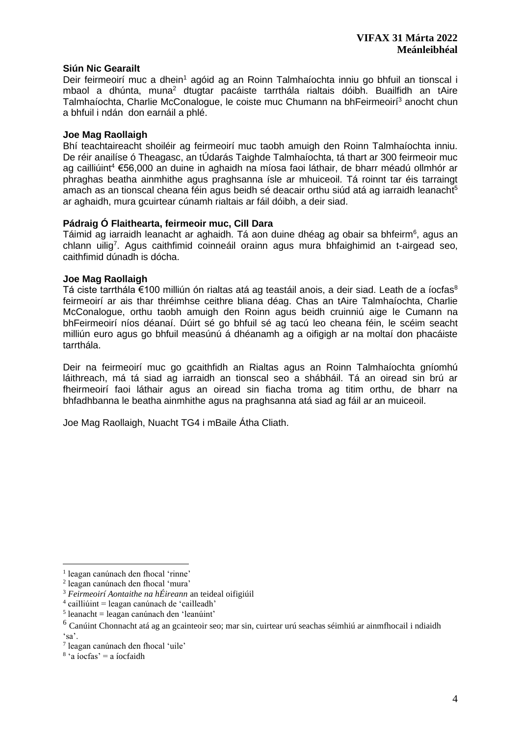**VIFAX 31 Márta 2022**
**Meánleibhéal**

**Siún Nic Gearailt**
Deir feirmeoirí muc a dhein[1] agóid ag an Roinn Talmhaíochta inniu go bhfuil an tionscal i mbaol a dhúnta, muna[2] dtugtar pacáiste tarrthála rialtais dóibh. Buailfidh an tAire Talmhaíochta, Charlie McConalogue, le coiste muc Chumann na bhFeirmeoirí[3] anocht chun a bhfuil i ndán don earnáil a phlé.

**Joe Mag Raollaigh**
Bhí teachtaireacht shoiléir ag feirmeoirí muc taobh amuigh den Roinn Talmhaíochta inniu. De réir anailíse ó Theagasc, an tÚdarás Taighde Talmhaíochta, tá thart ar 300 feirmeoir muc ag cailliúint[4] €56,000 an duine in aghaidh na míosa faoi láthair, de bharr méadú ollmhór ar phraghas beatha ainmhithe agus praghsanna ísle ar mhuiceoil. Tá roinnt tar éis tarraingt amach as an tionscal cheana féin agus beidh sé deacair orthu siúd atá ag iarraidh leanacht[5] ar aghaidh, mura gcuirtear cúnamh rialtais ar fáil dóibh, a deir siad.

**Pádraig Ó Flaithearta, feirmeoir muc, Cill Dara**
Táimid ag iarraidh leanacht ar aghaidh. Tá aon duine dhéag ag obair sa bhfeirm[6], agus an chlann uilig[7]. Agus caithfimid coinneáil orainn agus mura bhfaighimid an t-airgead seo, caithfimid dúnadh is dócha.

**Joe Mag Raollaigh**
Tá ciste tarrthála €100 milliún ón rialtas atá ag teastáil anois, a deir siad. Leath de a íocfas[8] feirmeoirí ar ais thar thréimhse ceithre bliana déag. Chas an tAire Talmhaíochta, Charlie McConalogue, orthu taobh amuigh den Roinn agus beidh cruinniú aige le Cumann na bhFeirmeoirí níos déanaí. Dúirt sé go bhfuil sé ag tacú leo cheana féin, le scéim seacht milliún euro agus go bhfuil measúnú á dhéanamh ag a oifigigh ar na moltaí don phacáiste tarrthála.

Deir na feirmeoirí muc go gcaithfidh an Rialtas agus an Roinn Talmhaíochta gníomhú láithreach, má tá siad ag iarraidh an tionscal seo a shábháil. Tá an oiread sin brú ar fheirmeoirí faoi láthair agus an oiread sin fiacha troma ag titim orthu, de bharr na bhfadhbanna le beatha ainmhithe agus na praghsanna atá siad ag fáil ar an muiceoil.

Joe Mag Raollaigh, Nuacht TG4 i mBaile Átha Cliath.

---

[1] leagan canúnach den fhocal 'rinne'
[2] leagan canúnach den fhocal 'mura'
[3] *Feirmeoirí Aontaithe na hÉireann* an teideal oifigiúil
[4] cailliúint = leagan canúnach de 'cailleadh'
[5] leanacht = leagan canúnach den 'leanúint'
[6] Canúint Chonnacht atá ag an gcainteoir seo; mar sin, cuirtear urú seachas séimhiú ar ainmfhocail i ndiaidh 'sa'.
[7] leagan canúnach den fhocal 'uile'
[8] 'a íocfas' = a íocfaidh